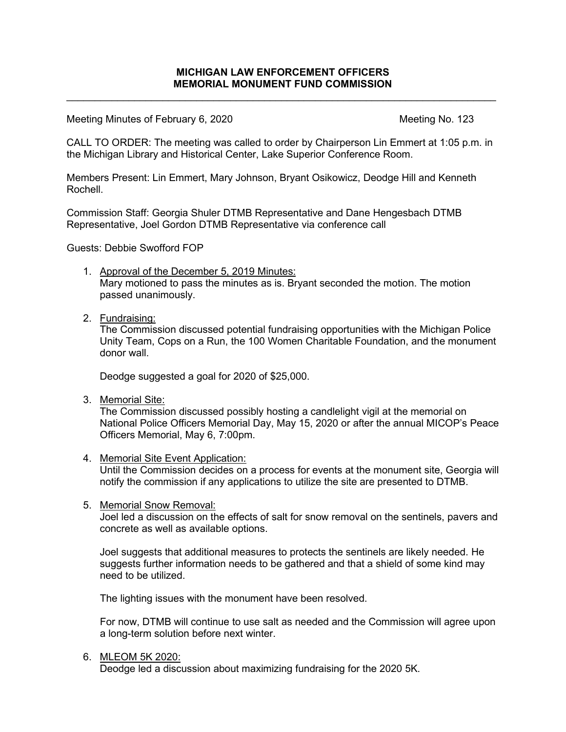# MICHIGAN LAW ENFORCEMENT OFFICERS
# MEMORIAL MONUMENT FUND COMMISSION

---

Meeting Minutes of February 6, 2020 Meeting No. 123

CALL TO ORDER: The meeting was called to order by Chairperson Lin Emmert at 1:05 p.m. in the Michigan Library and Historical Center, Lake Superior Conference Room.

Members Present: Lin Emmert, Mary Johnson, Bryant Osikowicz, Deodge Hill and Kenneth Rochell.

Commission Staff: Georgia Shuler DTMB Representative and Dane Hengesbach DTMB Representative, Joel Gordon DTMB Representative via conference call

Guests: Debbie Swofford FOP

1. Approval of the December 5, 2019 Minutes:
   Mary motioned to pass the minutes as is. Bryant seconded the motion. The motion passed unanimously.

2. Fundraising:
   The Commission discussed potential fundraising opportunities with the Michigan Police Unity Team, Cops on a Run, the 100 Women Charitable Foundation, and the monument donor wall.

   Deodge suggested a goal for 2020 of $25,000.

3. Memorial Site:
   The Commission discussed possibly hosting a candlelight vigil at the memorial on National Police Officers Memorial Day, May 15, 2020 or after the annual MICOP's Peace Officers Memorial, May 6, 7:00pm.

4. Memorial Site Event Application:
   Until the Commission decides on a process for events at the monument site, Georgia will notify the commission if any applications to utilize the site are presented to DTMB.

5. Memorial Snow Removal:
   Joel led a discussion on the effects of salt for snow removal on the sentinels, pavers and concrete as well as available options.

   Joel suggests that additional measures to protects the sentinels are likely needed. He suggests further information needs to be gathered and that a shield of some kind may need to be utilized.

   The lighting issues with the monument have been resolved.

   For now, DTMB will continue to use salt as needed and the Commission will agree upon a long-term solution before next winter.

6. MLEOM 5K 2020:
   Deodge led a discussion about maximizing fundraising for the 2020 5K.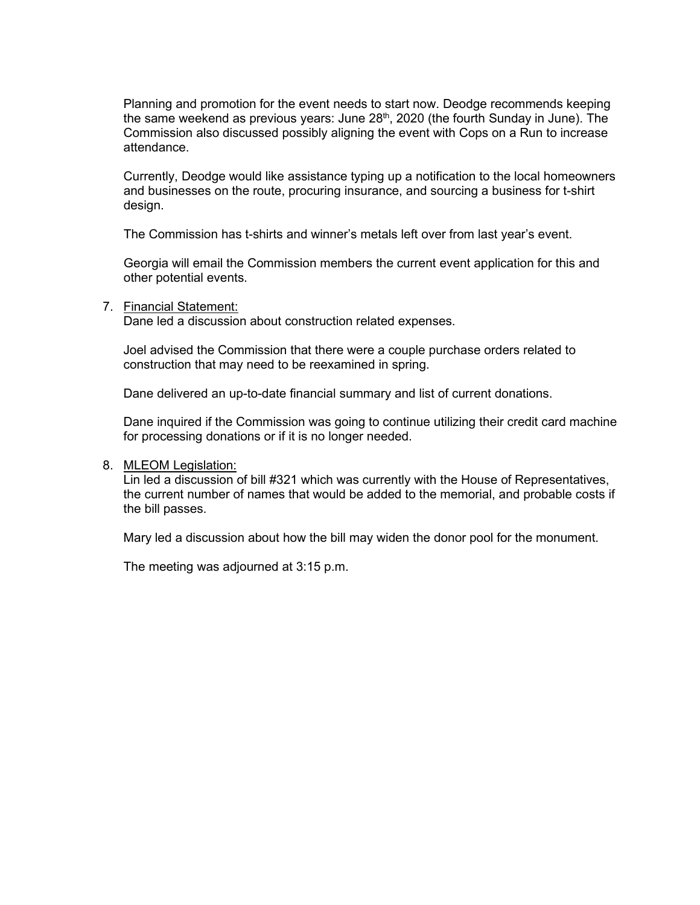Planning and promotion for the event needs to start now. Deodge recommends keeping the same weekend as previous years: June 28th, 2020 (the fourth Sunday in June). The Commission also discussed possibly aligning the event with Cops on a Run to increase attendance.

Currently, Deodge would like assistance typing up a notification to the local homeowners and businesses on the route, procuring insurance, and sourcing a business for t-shirt design.

The Commission has t-shirts and winner's metals left over from last year's event.

Georgia will email the Commission members the current event application for this and other potential events.

7. <u>Financial Statement:</u>
   Dane led a discussion about construction related expenses.

   Joel advised the Commission that there were a couple purchase orders related to construction that may need to be reexamined in spring.

   Dane delivered an up-to-date financial summary and list of current donations.

   Dane inquired if the Commission was going to continue utilizing their credit card machine for processing donations or if it is no longer needed.

8. <u>MLEOM Legislation:</u>
   Lin led a discussion of bill #321 which was currently with the House of Representatives, the current number of names that would be added to the memorial, and probable costs if the bill passes.

   Mary led a discussion about how the bill may widen the donor pool for the monument.

   The meeting was adjourned at 3:15 p.m.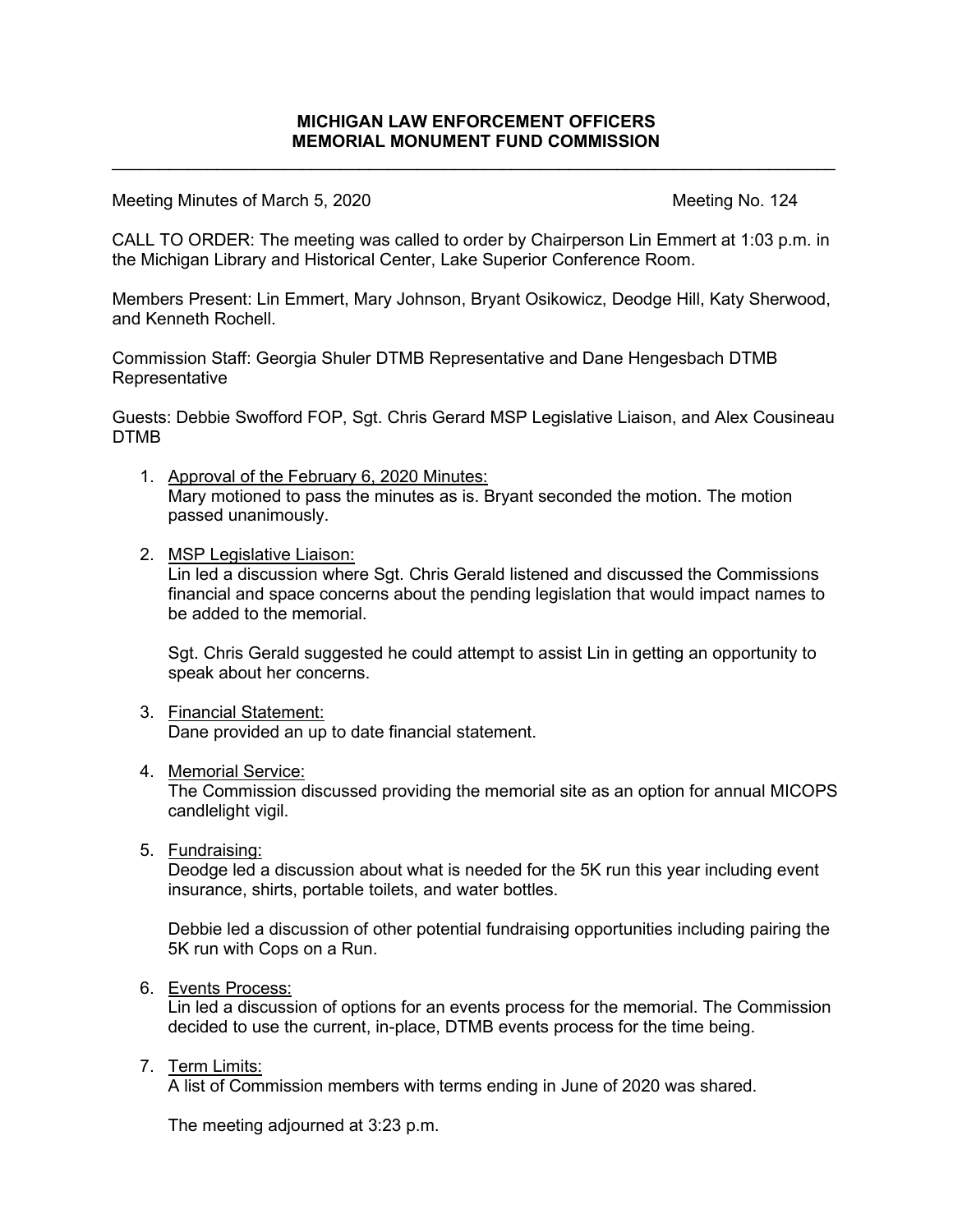**MICHIGAN LAW ENFORCEMENT OFFICERS**
**MEMORIAL MONUMENT FUND COMMISSION**

---

Meeting Minutes of March 5, 2020 Meeting No. 124

CALL TO ORDER: The meeting was called to order by Chairperson Lin Emmert at 1:03 p.m. in the Michigan Library and Historical Center, Lake Superior Conference Room.

Members Present: Lin Emmert, Mary Johnson, Bryant Osikowicz, Deodge Hill, Katy Sherwood, and Kenneth Rochell.

Commission Staff: Georgia Shuler DTMB Representative and Dane Hengesbach DTMB Representative

Guests: Debbie Swofford FOP, Sgt. Chris Gerard MSP Legislative Liaison, and Alex Cousineau DTMB

1. <u>Approval of the February 6, 2020 Minutes:</u>
   Mary motioned to pass the minutes as is. Bryant seconded the motion. The motion passed unanimously.

2. <u>MSP Legislative Liaison:</u>
   Lin led a discussion where Sgt. Chris Gerald listened and discussed the Commissions financial and space concerns about the pending legislation that would impact names to be added to the memorial.

   Sgt. Chris Gerald suggested he could attempt to assist Lin in getting an opportunity to speak about her concerns.

3. <u>Financial Statement:</u>
   Dane provided an up to date financial statement.

4. <u>Memorial Service:</u>
   The Commission discussed providing the memorial site as an option for annual MICOPS candlelight vigil.

5. <u>Fundraising:</u>
   Deodge led a discussion about what is needed for the 5K run this year including event insurance, shirts, portable toilets, and water bottles.

   Debbie led a discussion of other potential fundraising opportunities including pairing the 5K run with Cops on a Run.

6. <u>Events Process:</u>
   Lin led a discussion of options for an events process for the memorial. The Commission decided to use the current, in-place, DTMB events process for the time being.

7. <u>Term Limits:</u>
   A list of Commission members with terms ending in June of 2020 was shared.

   The meeting adjourned at 3:23 p.m.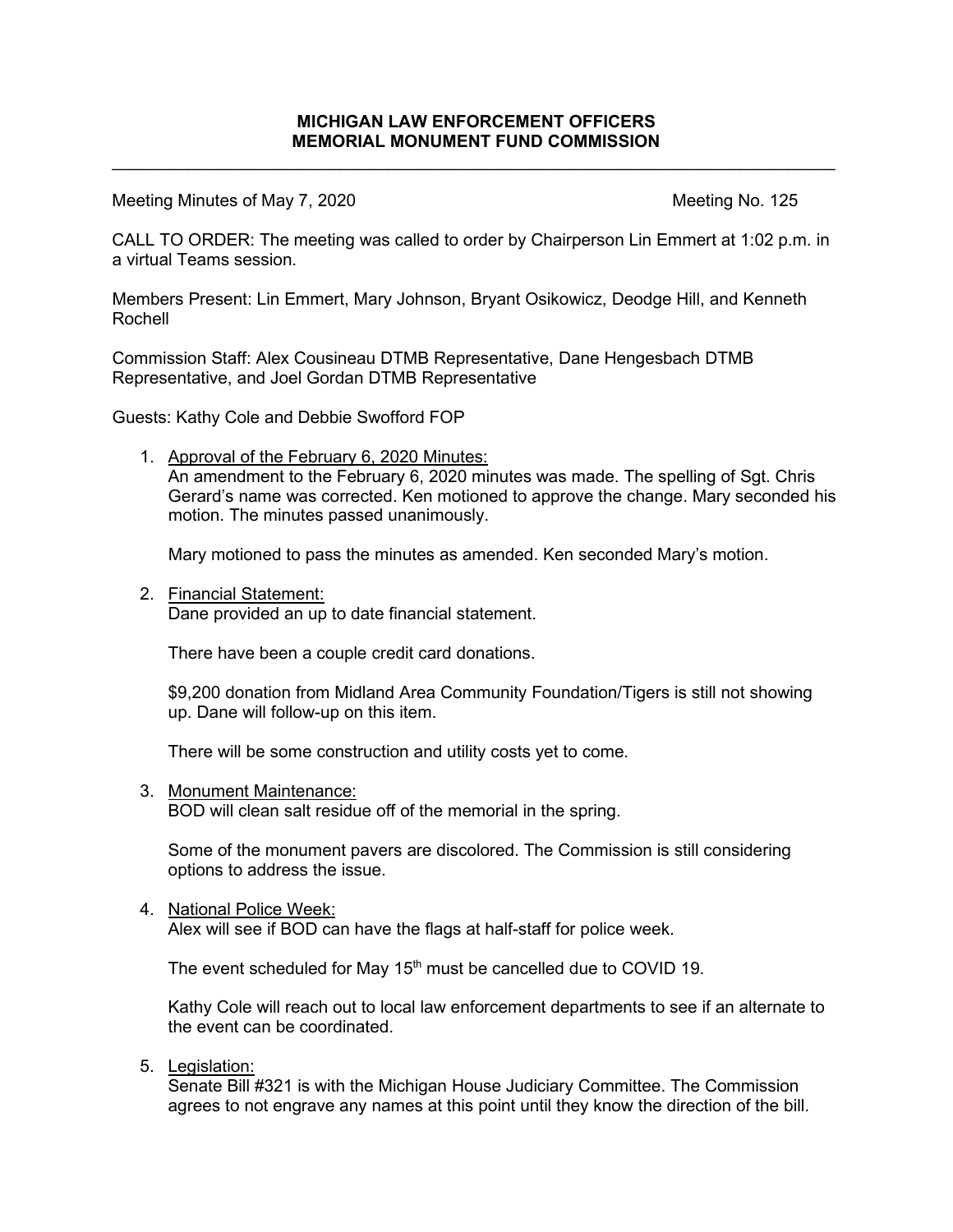**MICHIGAN LAW ENFORCEMENT OFFICERS**
**MEMORIAL MONUMENT FUND COMMISSION**

---

Meeting Minutes of May 7, 2020 Meeting No. 125

CALL TO ORDER: The meeting was called to order by Chairperson Lin Emmert at 1:02 p.m. in a virtual Teams session.

Members Present: Lin Emmert, Mary Johnson, Bryant Osikowicz, Deodge Hill, and Kenneth Rochell

Commission Staff: Alex Cousineau DTMB Representative, Dane Hengesbach DTMB Representative, and Joel Gordan DTMB Representative

Guests: Kathy Cole and Debbie Swofford FOP

1. Approval of the February 6, 2020 Minutes:
   An amendment to the February 6, 2020 minutes was made. The spelling of Sgt. Chris Gerard's name was corrected. Ken motioned to approve the change. Mary seconded his motion. The minutes passed unanimously.

   Mary motioned to pass the minutes as amended. Ken seconded Mary's motion.

2. Financial Statement:
   Dane provided an up to date financial statement.

   There have been a couple credit card donations.

   $9,200 donation from Midland Area Community Foundation/Tigers is still not showing up. Dane will follow-up on this item.

   There will be some construction and utility costs yet to come.

3. Monument Maintenance:
   BOD will clean salt residue off of the memorial in the spring.

   Some of the monument pavers are discolored. The Commission is still considering options to address the issue.

4. National Police Week:
   Alex will see if BOD can have the flags at half-staff for police week.

   The event scheduled for May 15th must be cancelled due to COVID 19.

   Kathy Cole will reach out to local law enforcement departments to see if an alternate to the event can be coordinated.

5. Legislation:
   Senate Bill #321 is with the Michigan House Judiciary Committee. The Commission agrees to not engrave any names at this point until they know the direction of the bill.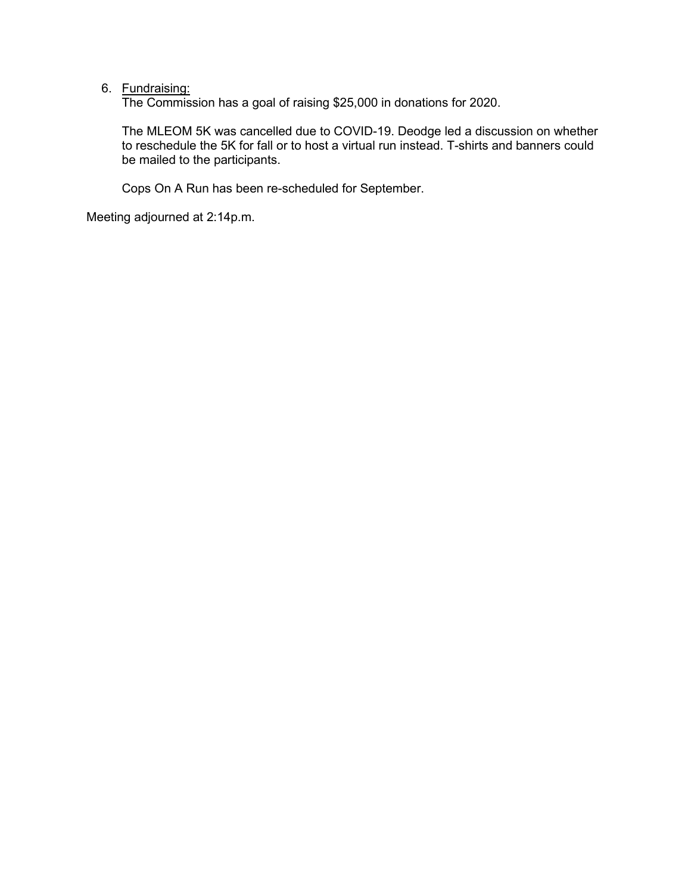6. <u>Fundraising:</u>
   The Commission has a goal of raising $25,000 in donations for 2020.

   The MLEOM 5K was cancelled due to COVID-19. Deodge led a discussion on whether to reschedule the 5K for fall or to host a virtual run instead. T-shirts and banners could be mailed to the participants.

   Cops On A Run has been re-scheduled for September.

Meeting adjourned at 2:14p.m.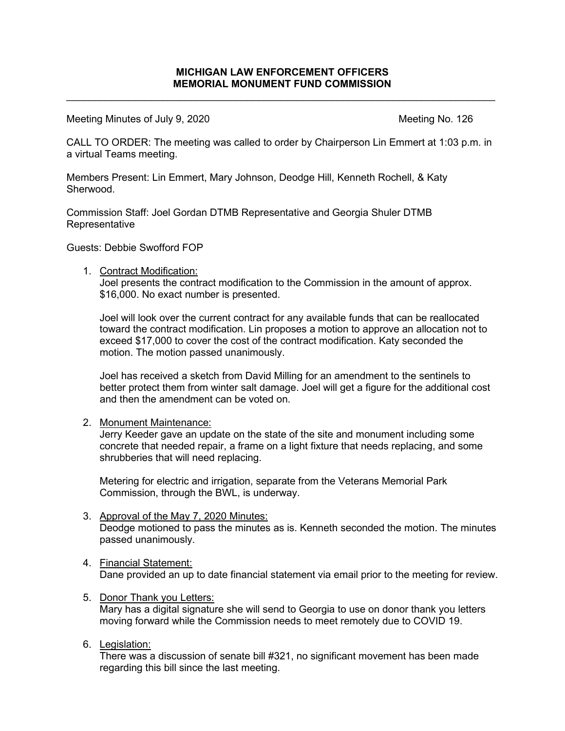# MICHIGAN LAW ENFORCEMENT OFFICERS MEMORIAL MONUMENT FUND COMMISSION

---

Meeting Minutes of July 9, 2020 Meeting No. 126

CALL TO ORDER: The meeting was called to order by Chairperson Lin Emmert at 1:03 p.m. in a virtual Teams meeting.

Members Present: Lin Emmert, Mary Johnson, Deodge Hill, Kenneth Rochell, & Katy Sherwood.

Commission Staff: Joel Gordan DTMB Representative and Georgia Shuler DTMB Representative

Guests: Debbie Swofford FOP

1. Contract Modification:
   Joel presents the contract modification to the Commission in the amount of approx. $16,000. No exact number is presented.

   Joel will look over the current contract for any available funds that can be reallocated toward the contract modification. Lin proposes a motion to approve an allocation not to exceed $17,000 to cover the cost of the contract modification. Katy seconded the motion. The motion passed unanimously.

   Joel has received a sketch from David Milling for an amendment to the sentinels to better protect them from winter salt damage. Joel will get a figure for the additional cost and then the amendment can be voted on.

2. Monument Maintenance:
   Jerry Keeder gave an update on the state of the site and monument including some concrete that needed repair, a frame on a light fixture that needs replacing, and some shrubberies that will need replacing.

   Metering for electric and irrigation, separate from the Veterans Memorial Park Commission, through the BWL, is underway.

3. Approval of the May 7, 2020 Minutes:
   Deodge motioned to pass the minutes as is. Kenneth seconded the motion. The minutes passed unanimously.

4. Financial Statement:
   Dane provided an up to date financial statement via email prior to the meeting for review.

5. Donor Thank you Letters:
   Mary has a digital signature she will send to Georgia to use on donor thank you letters moving forward while the Commission needs to meet remotely due to COVID 19.

6. Legislation:
   There was a discussion of senate bill #321, no significant movement has been made regarding this bill since the last meeting.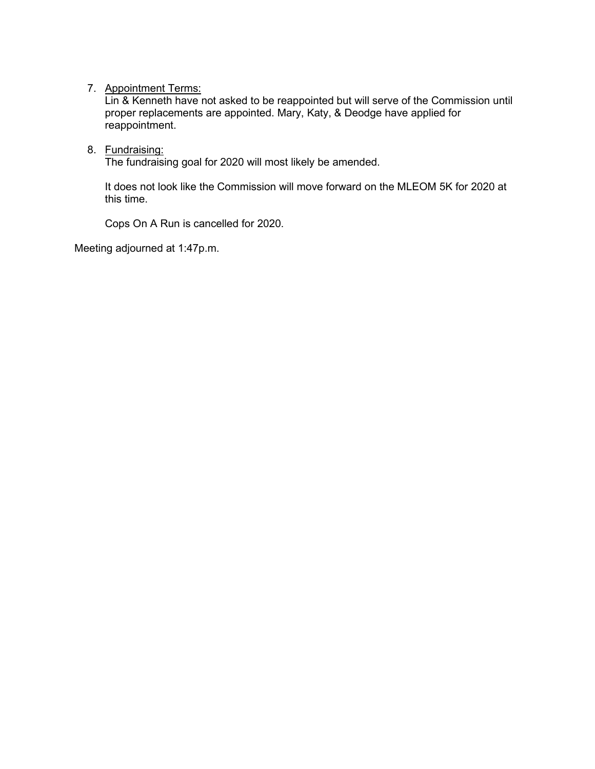7. Appointment Terms:
   Lin & Kenneth have not asked to be reappointed but will serve of the Commission until proper replacements are appointed. Mary, Katy, & Deodge have applied for reappointment.

8. Fundraising:
   The fundraising goal for 2020 will most likely be amended.

   It does not look like the Commission will move forward on the MLEOM 5K for 2020 at this time.

   Cops On A Run is cancelled for 2020.

Meeting adjourned at 1:47p.m.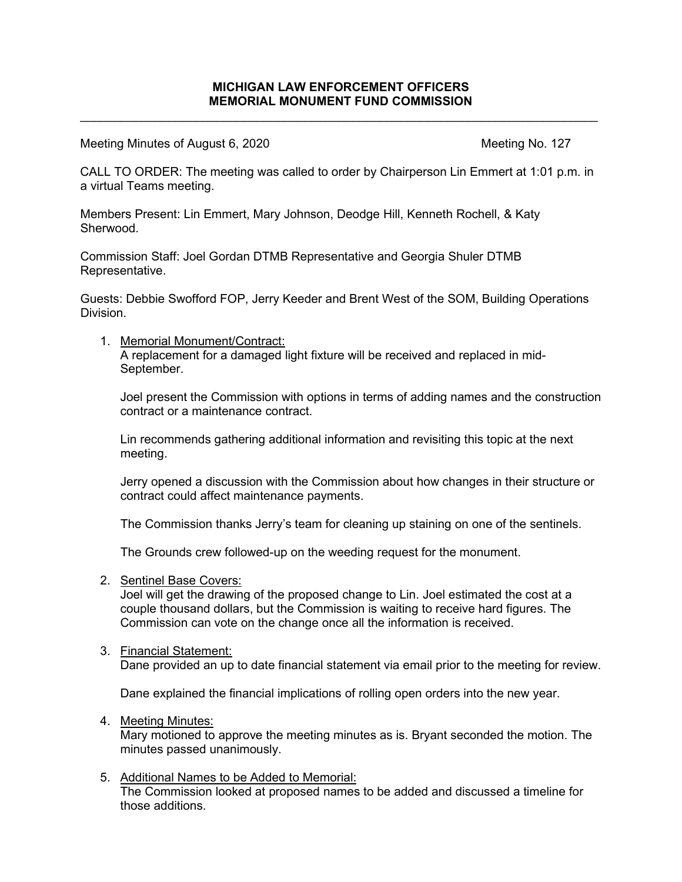**MICHIGAN LAW ENFORCEMENT OFFICERS**
**MEMORIAL MONUMENT FUND COMMISSION**

---

Meeting Minutes of August 6, 2020 Meeting No. 127

CALL TO ORDER: The meeting was called to order by Chairperson Lin Emmert at 1:01 p.m. in a virtual Teams meeting.

Members Present: Lin Emmert, Mary Johnson, Deodge Hill, Kenneth Rochell, & Katy Sherwood.

Commission Staff: Joel Gordan DTMB Representative and Georgia Shuler DTMB Representative.

Guests: Debbie Swofford FOP, Jerry Keeder and Brent West of the SOM, Building Operations Division.

1. <u>Memorial Monument/Contract:</u>
   A replacement for a damaged light fixture will be received and replaced in mid-September.

   Joel present the Commission with options in terms of adding names and the construction contract or a maintenance contract.

   Lin recommends gathering additional information and revisiting this topic at the next meeting.

   Jerry opened a discussion with the Commission about how changes in their structure or contract could affect maintenance payments.

   The Commission thanks Jerry's team for cleaning up staining on one of the sentinels.

   The Grounds crew followed-up on the weeding request for the monument.

2. <u>Sentinel Base Covers:</u>
   Joel will get the drawing of the proposed change to Lin. Joel estimated the cost at a couple thousand dollars, but the Commission is waiting to receive hard figures. The Commission can vote on the change once all the information is received.

3. <u>Financial Statement:</u>
   Dane provided an up to date financial statement via email prior to the meeting for review.

   Dane explained the financial implications of rolling open orders into the new year.

4. <u>Meeting Minutes:</u>
   Mary motioned to approve the meeting minutes as is. Bryant seconded the motion. The minutes passed unanimously.

5. <u>Additional Names to be Added to Memorial:</u>
   The Commission looked at proposed names to be added and discussed a timeline for those additions.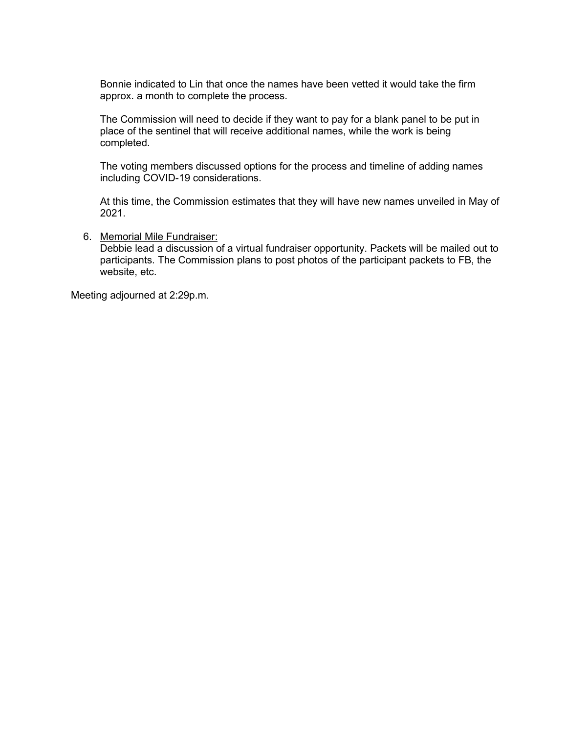Bonnie indicated to Lin that once the names have been vetted it would take the firm approx. a month to complete the process.

The Commission will need to decide if they want to pay for a blank panel to be put in place of the sentinel that will receive additional names, while the work is being completed.

The voting members discussed options for the process and timeline of adding names including COVID-19 considerations.

At this time, the Commission estimates that they will have new names unveiled in May of 2021.

6. Memorial Mile Fundraiser:
   Debbie lead a discussion of a virtual fundraiser opportunity. Packets will be mailed out to participants. The Commission plans to post photos of the participant packets to FB, the website, etc.

Meeting adjourned at 2:29p.m.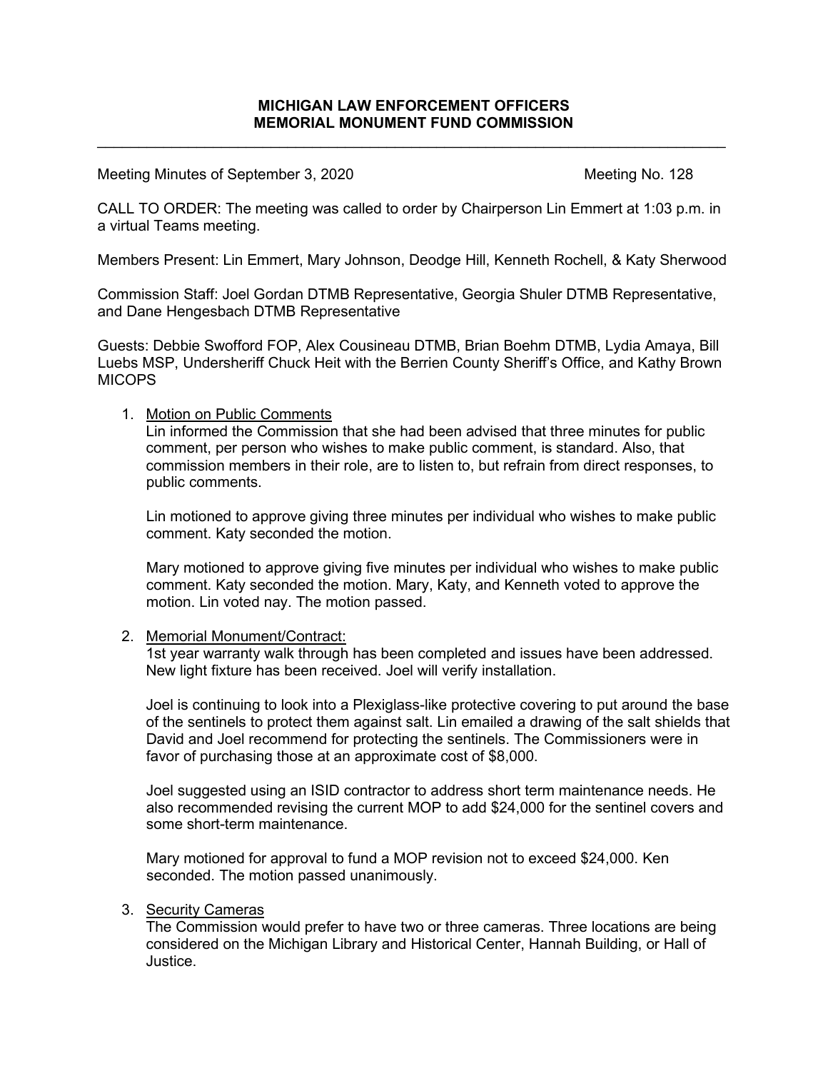# MICHIGAN LAW ENFORCEMENT OFFICERS MEMORIAL MONUMENT FUND COMMISSION

Meeting Minutes of September 3, 2020 Meeting No. 128

CALL TO ORDER: The meeting was called to order by Chairperson Lin Emmert at 1:03 p.m. in a virtual Teams meeting.

Members Present: Lin Emmert, Mary Johnson, Deodge Hill, Kenneth Rochell, & Katy Sherwood

Commission Staff: Joel Gordan DTMB Representative, Georgia Shuler DTMB Representative, and Dane Hengesbach DTMB Representative

Guests: Debbie Swofford FOP, Alex Cousineau DTMB, Brian Boehm DTMB, Lydia Amaya, Bill Luebs MSP, Undersheriff Chuck Heit with the Berrien County Sheriff's Office, and Kathy Brown MICOPS

1. Motion on Public Comments

   Lin informed the Commission that she had been advised that three minutes for public comment, per person who wishes to make public comment, is standard. Also, that commission members in their role, are to listen to, but refrain from direct responses, to public comments.

   Lin motioned to approve giving three minutes per individual who wishes to make public comment. Katy seconded the motion.

   Mary motioned to approve giving five minutes per individual who wishes to make public comment. Katy seconded the motion. Mary, Katy, and Kenneth voted to approve the motion. Lin voted nay. The motion passed.

2. Memorial Monument/Contract:

   1st year warranty walk through has been completed and issues have been addressed. New light fixture has been received. Joel will verify installation.

   Joel is continuing to look into a Plexiglass-like protective covering to put around the base of the sentinels to protect them against salt. Lin emailed a drawing of the salt shields that David and Joel recommend for protecting the sentinels. The Commissioners were in favor of purchasing those at an approximate cost of $8,000.

   Joel suggested using an ISID contractor to address short term maintenance needs. He also recommended revising the current MOP to add $24,000 for the sentinel covers and some short-term maintenance.

   Mary motioned for approval to fund a MOP revision not to exceed $24,000. Ken seconded. The motion passed unanimously.

3. Security Cameras

   The Commission would prefer to have two or three cameras. Three locations are being considered on the Michigan Library and Historical Center, Hannah Building, or Hall of Justice.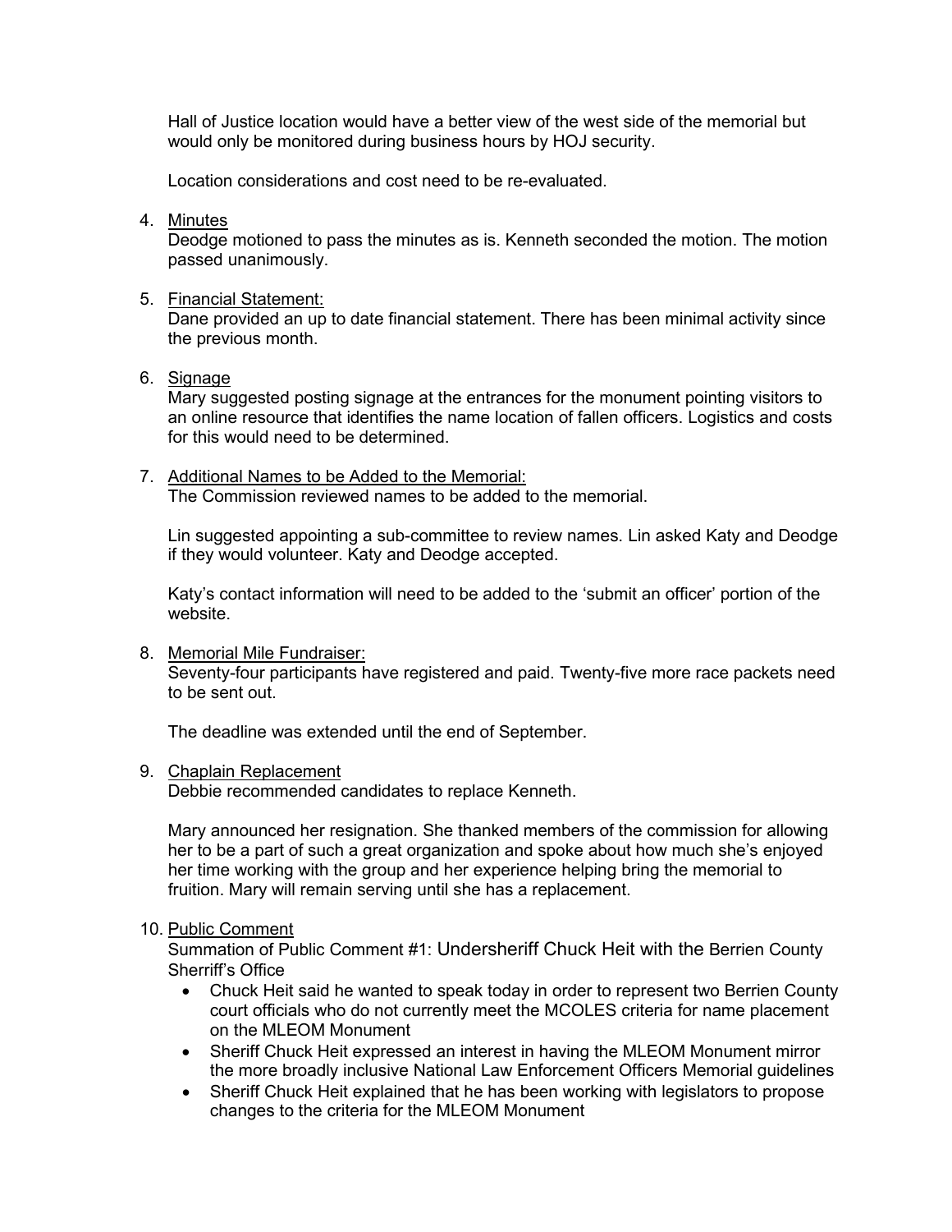Hall of Justice location would have a better view of the west side of the memorial but would only be monitored during business hours by HOJ security.

Location considerations and cost need to be re-evaluated.

4. <u>Minutes</u>
   Deodge motioned to pass the minutes as is. Kenneth seconded the motion. The motion passed unanimously.

5. <u>Financial Statement:</u>
   Dane provided an up to date financial statement. There has been minimal activity since the previous month.

6. <u>Signage</u>
   Mary suggested posting signage at the entrances for the monument pointing visitors to an online resource that identifies the name location of fallen officers. Logistics and costs for this would need to be determined.

7. <u>Additional Names to be Added to the Memorial:</u>
   The Commission reviewed names to be added to the memorial.

   Lin suggested appointing a sub-committee to review names. Lin asked Katy and Deodge if they would volunteer. Katy and Deodge accepted.

   Katy's contact information will need to be added to the 'submit an officer' portion of the website.

8. <u>Memorial Mile Fundraiser:</u>
   Seventy-four participants have registered and paid. Twenty-five more race packets need to be sent out.

   The deadline was extended until the end of September.

9. <u>Chaplain Replacement</u>
   Debbie recommended candidates to replace Kenneth.

   Mary announced her resignation. She thanked members of the commission for allowing her to be a part of such a great organization and spoke about how much she's enjoyed her time working with the group and her experience helping bring the memorial to fruition. Mary will remain serving until she has a replacement.

10. <u>Public Comment</u>
    Summation of Public Comment #1: Undersheriff Chuck Heit with the Berrien County Sherriff's Office
    - Chuck Heit said he wanted to speak today in order to represent two Berrien County court officials who do not currently meet the MCOLES criteria for name placement on the MLEOM Monument
    - Sheriff Chuck Heit expressed an interest in having the MLEOM Monument mirror the more broadly inclusive National Law Enforcement Officers Memorial guidelines
    - Sheriff Chuck Heit explained that he has been working with legislators to propose changes to the criteria for the MLEOM Monument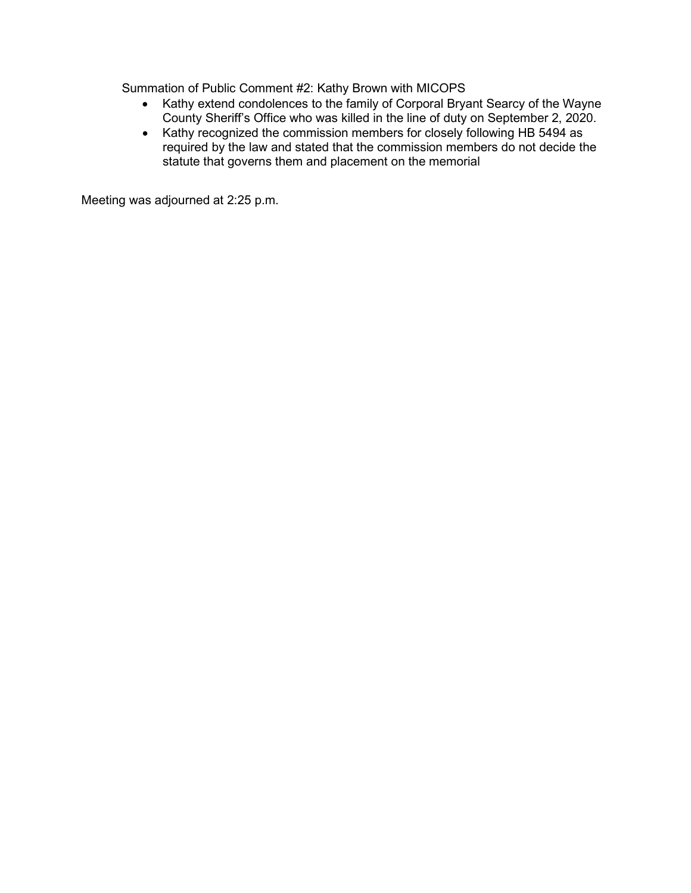Summation of Public Comment #2: Kathy Brown with MICOPS

- Kathy extend condolences to the family of Corporal Bryant Searcy of the Wayne County Sheriff's Office who was killed in the line of duty on September 2, 2020.
- Kathy recognized the commission members for closely following HB 5494 as required by the law and stated that the commission members do not decide the statute that governs them and placement on the memorial

Meeting was adjourned at 2:25 p.m.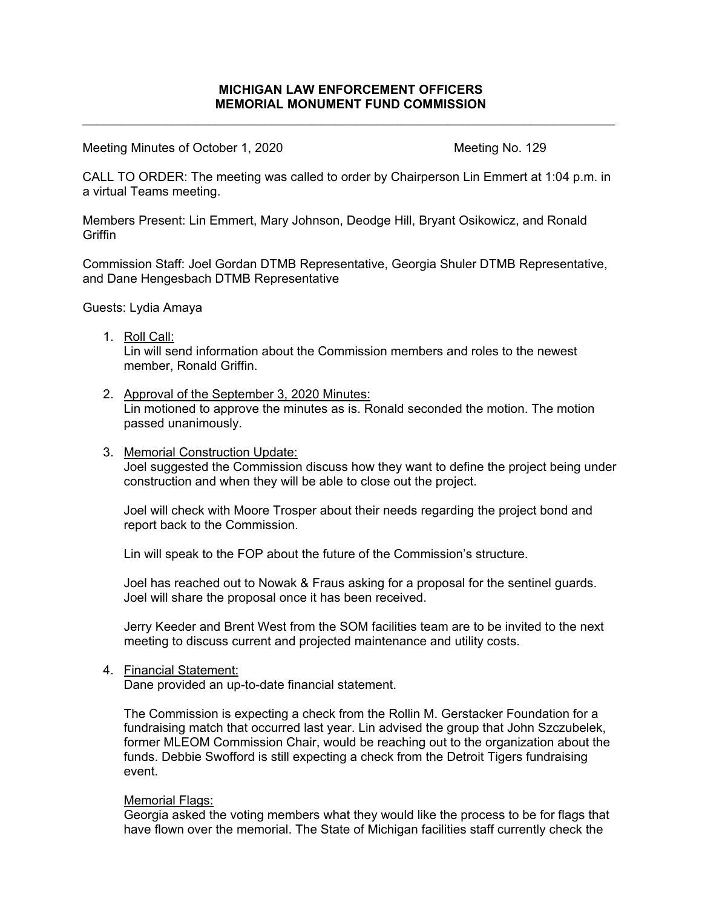**MICHIGAN LAW ENFORCEMENT OFFICERS**
**MEMORIAL MONUMENT FUND COMMISSION**

---

Meeting Minutes of October 1, 2020 Meeting No. 129

CALL TO ORDER: The meeting was called to order by Chairperson Lin Emmert at 1:04 p.m. in a virtual Teams meeting.

Members Present: Lin Emmert, Mary Johnson, Deodge Hill, Bryant Osikowicz, and Ronald Griffin

Commission Staff: Joel Gordan DTMB Representative, Georgia Shuler DTMB Representative, and Dane Hengesbach DTMB Representative

Guests: Lydia Amaya

1. Roll Call:
   Lin will send information about the Commission members and roles to the newest member, Ronald Griffin.

2. Approval of the September 3, 2020 Minutes:
   Lin motioned to approve the minutes as is. Ronald seconded the motion. The motion passed unanimously.

3. Memorial Construction Update:
   Joel suggested the Commission discuss how they want to define the project being under construction and when they will be able to close out the project.

   Joel will check with Moore Trosper about their needs regarding the project bond and report back to the Commission.

   Lin will speak to the FOP about the future of the Commission's structure.

   Joel has reached out to Nowak & Fraus asking for a proposal for the sentinel guards. Joel will share the proposal once it has been received.

   Jerry Keeder and Brent West from the SOM facilities team are to be invited to the next meeting to discuss current and projected maintenance and utility costs.

4. Financial Statement:
   Dane provided an up-to-date financial statement.

   The Commission is expecting a check from the Rollin M. Gerstacker Foundation for a fundraising match that occurred last year. Lin advised the group that John Szczubelek, former MLEOM Commission Chair, would be reaching out to the organization about the funds. Debbie Swofford is still expecting a check from the Detroit Tigers fundraising event.

   Memorial Flags:
   Georgia asked the voting members what they would like the process to be for flags that have flown over the memorial. The State of Michigan facilities staff currently check the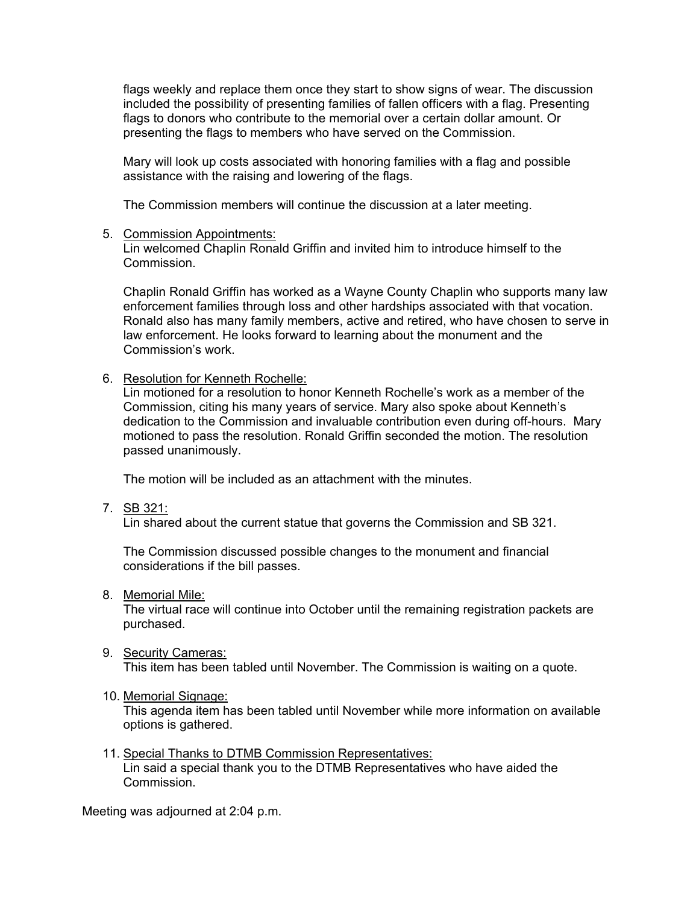flags weekly and replace them once they start to show signs of wear. The discussion included the possibility of presenting families of fallen officers with a flag. Presenting flags to donors who contribute to the memorial over a certain dollar amount. Or presenting the flags to members who have served on the Commission.

Mary will look up costs associated with honoring families with a flag and possible assistance with the raising and lowering of the flags.

The Commission members will continue the discussion at a later meeting.

5. Commission Appointments:
   Lin welcomed Chaplin Ronald Griffin and invited him to introduce himself to the Commission.

   Chaplin Ronald Griffin has worked as a Wayne County Chaplin who supports many law enforcement families through loss and other hardships associated with that vocation. Ronald also has many family members, active and retired, who have chosen to serve in law enforcement. He looks forward to learning about the monument and the Commission's work.

6. Resolution for Kenneth Rochelle:
   Lin motioned for a resolution to honor Kenneth Rochelle's work as a member of the Commission, citing his many years of service. Mary also spoke about Kenneth's dedication to the Commission and invaluable contribution even during off-hours. Mary motioned to pass the resolution. Ronald Griffin seconded the motion. The resolution passed unanimously.

   The motion will be included as an attachment with the minutes.

7. SB 321:
   Lin shared about the current statue that governs the Commission and SB 321.

   The Commission discussed possible changes to the monument and financial considerations if the bill passes.

8. Memorial Mile:
   The virtual race will continue into October until the remaining registration packets are purchased.

9. Security Cameras:
   This item has been tabled until November. The Commission is waiting on a quote.

10. Memorial Signage:
    This agenda item has been tabled until November while more information on available options is gathered.

11. Special Thanks to DTMB Commission Representatives:
    Lin said a special thank you to the DTMB Representatives who have aided the Commission.

Meeting was adjourned at 2:04 p.m.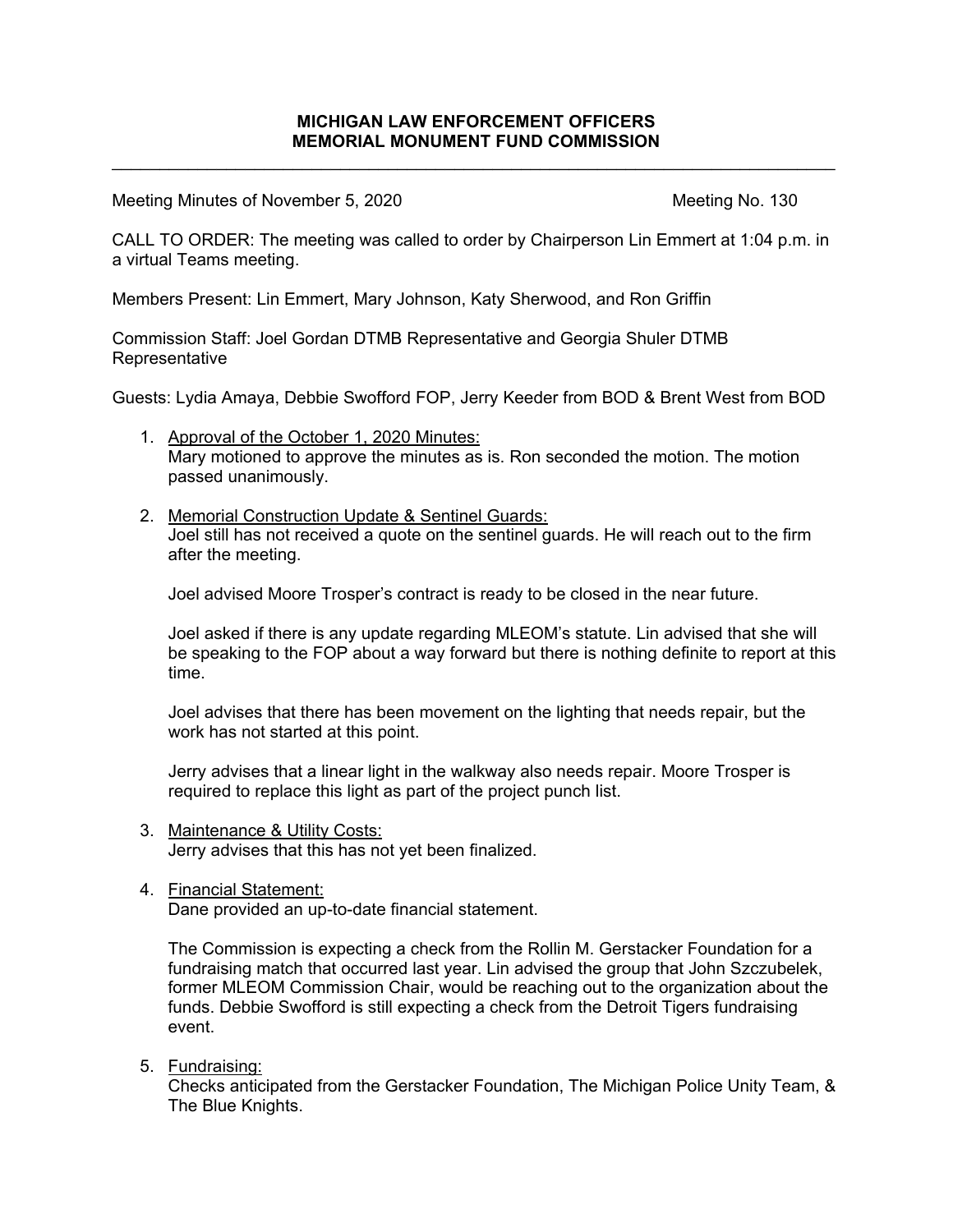**MICHIGAN LAW ENFORCEMENT OFFICERS**
**MEMORIAL MONUMENT FUND COMMISSION**

---

Meeting Minutes of November 5, 2020 Meeting No. 130

CALL TO ORDER: The meeting was called to order by Chairperson Lin Emmert at 1:04 p.m. in a virtual Teams meeting.

Members Present: Lin Emmert, Mary Johnson, Katy Sherwood, and Ron Griffin

Commission Staff: Joel Gordan DTMB Representative and Georgia Shuler DTMB Representative

Guests: Lydia Amaya, Debbie Swofford FOP, Jerry Keeder from BOD & Brent West from BOD

1. Approval of the October 1, 2020 Minutes:
   Mary motioned to approve the minutes as is. Ron seconded the motion. The motion passed unanimously.

2. Memorial Construction Update & Sentinel Guards:
   Joel still has not received a quote on the sentinel guards. He will reach out to the firm after the meeting.

   Joel advised Moore Trosper's contract is ready to be closed in the near future.

   Joel asked if there is any update regarding MLEOM's statute. Lin advised that she will be speaking to the FOP about a way forward but there is nothing definite to report at this time.

   Joel advises that there has been movement on the lighting that needs repair, but the work has not started at this point.

   Jerry advises that a linear light in the walkway also needs repair. Moore Trosper is required to replace this light as part of the project punch list.

3. Maintenance & Utility Costs:
   Jerry advises that this has not yet been finalized.

4. Financial Statement:
   Dane provided an up-to-date financial statement.

   The Commission is expecting a check from the Rollin M. Gerstacker Foundation for a fundraising match that occurred last year. Lin advised the group that John Szczubelek, former MLEOM Commission Chair, would be reaching out to the organization about the funds. Debbie Swofford is still expecting a check from the Detroit Tigers fundraising event.

5. Fundraising:
   Checks anticipated from the Gerstacker Foundation, The Michigan Police Unity Team, & The Blue Knights.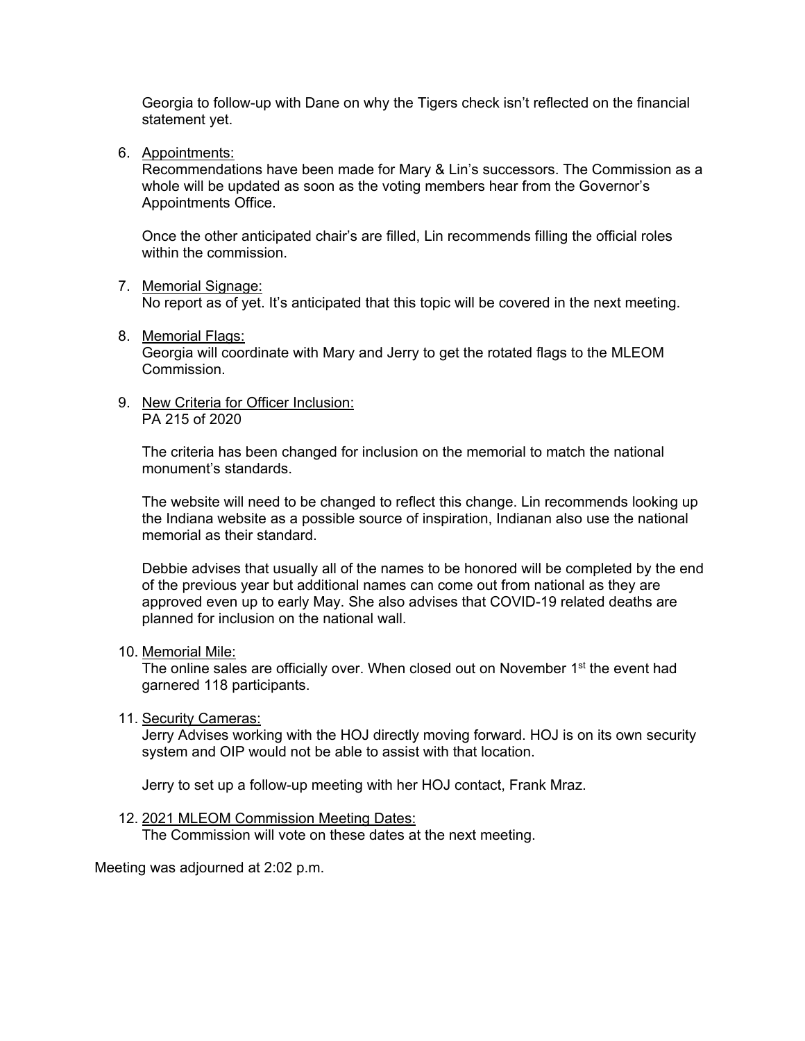Georgia to follow-up with Dane on why the Tigers check isn't reflected on the financial statement yet.

6. Appointments:
   Recommendations have been made for Mary & Lin's successors. The Commission as a whole will be updated as soon as the voting members hear from the Governor's Appointments Office.

   Once the other anticipated chair's are filled, Lin recommends filling the official roles within the commission.

7. Memorial Signage:
   No report as of yet. It's anticipated that this topic will be covered in the next meeting.

8. Memorial Flags:
   Georgia will coordinate with Mary and Jerry to get the rotated flags to the MLEOM Commission.

9. New Criteria for Officer Inclusion:
   PA 215 of 2020

   The criteria has been changed for inclusion on the memorial to match the national monument's standards.

   The website will need to be changed to reflect this change. Lin recommends looking up the Indiana website as a possible source of inspiration, Indianan also use the national memorial as their standard.

   Debbie advises that usually all of the names to be honored will be completed by the end of the previous year but additional names can come out from national as they are approved even up to early May. She also advises that COVID-19 related deaths are planned for inclusion on the national wall.

10. Memorial Mile:
    The online sales are officially over. When closed out on November 1st the event had garnered 118 participants.

11. Security Cameras:
    Jerry Advises working with the HOJ directly moving forward. HOJ is on its own security system and OIP would not be able to assist with that location.

    Jerry to set up a follow-up meeting with her HOJ contact, Frank Mraz.

12. 2021 MLEOM Commission Meeting Dates:
    The Commission will vote on these dates at the next meeting.

Meeting was adjourned at 2:02 p.m.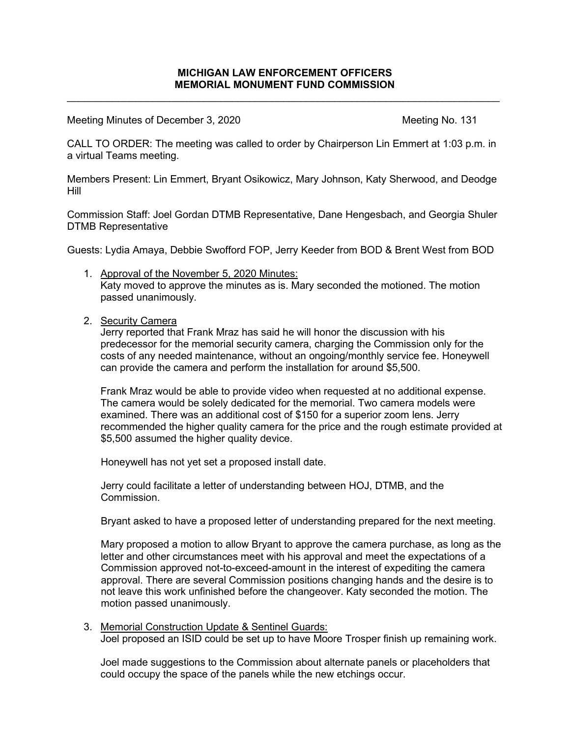**MICHIGAN LAW ENFORCEMENT OFFICERS MEMORIAL MONUMENT FUND COMMISSION**

---

Meeting Minutes of December 3, 2020 Meeting No. 131

CALL TO ORDER: The meeting was called to order by Chairperson Lin Emmert at 1:03 p.m. in a virtual Teams meeting.

Members Present: Lin Emmert, Bryant Osikowicz, Mary Johnson, Katy Sherwood, and Deodge Hill

Commission Staff: Joel Gordan DTMB Representative, Dane Hengesbach, and Georgia Shuler DTMB Representative

Guests: Lydia Amaya, Debbie Swofford FOP, Jerry Keeder from BOD & Brent West from BOD

1. Approval of the November 5, 2020 Minutes:
   Katy moved to approve the minutes as is. Mary seconded the motioned. The motion passed unanimously.

2. Security Camera
   Jerry reported that Frank Mraz has said he will honor the discussion with his predecessor for the memorial security camera, charging the Commission only for the costs of any needed maintenance, without an ongoing/monthly service fee. Honeywell can provide the camera and perform the installation for around $5,500.

   Frank Mraz would be able to provide video when requested at no additional expense. The camera would be solely dedicated for the memorial. Two camera models were examined. There was an additional cost of $150 for a superior zoom lens. Jerry recommended the higher quality camera for the price and the rough estimate provided at $5,500 assumed the higher quality device.

   Honeywell has not yet set a proposed install date.

   Jerry could facilitate a letter of understanding between HOJ, DTMB, and the Commission.

   Bryant asked to have a proposed letter of understanding prepared for the next meeting.

   Mary proposed a motion to allow Bryant to approve the camera purchase, as long as the letter and other circumstances meet with his approval and meet the expectations of a Commission approved not-to-exceed-amount in the interest of expediting the camera approval. There are several Commission positions changing hands and the desire is to not leave this work unfinished before the changeover. Katy seconded the motion. The motion passed unanimously.

3. Memorial Construction Update & Sentinel Guards:
   Joel proposed an ISID could be set up to have Moore Trosper finish up remaining work.

   Joel made suggestions to the Commission about alternate panels or placeholders that could occupy the space of the panels while the new etchings occur.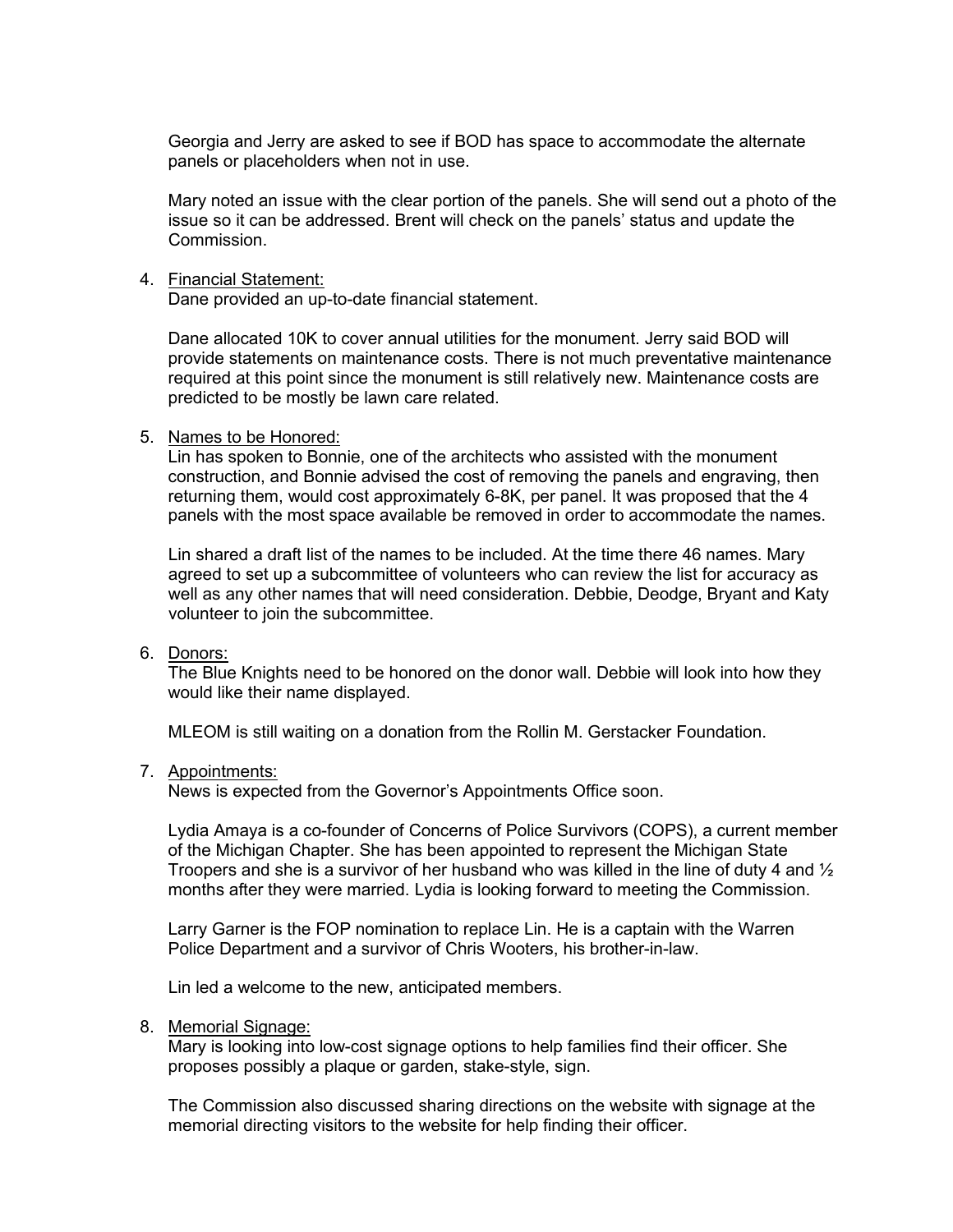Georgia and Jerry are asked to see if BOD has space to accommodate the alternate panels or placeholders when not in use.

Mary noted an issue with the clear portion of the panels. She will send out a photo of the issue so it can be addressed. Brent will check on the panels' status and update the Commission.

4. Financial Statement:
   Dane provided an up-to-date financial statement.

   Dane allocated 10K to cover annual utilities for the monument. Jerry said BOD will provide statements on maintenance costs. There is not much preventative maintenance required at this point since the monument is still relatively new. Maintenance costs are predicted to be mostly be lawn care related.

5. Names to be Honored:
   Lin has spoken to Bonnie, one of the architects who assisted with the monument construction, and Bonnie advised the cost of removing the panels and engraving, then returning them, would cost approximately 6-8K, per panel. It was proposed that the 4 panels with the most space available be removed in order to accommodate the names.

   Lin shared a draft list of the names to be included. At the time there 46 names. Mary agreed to set up a subcommittee of volunteers who can review the list for accuracy as well as any other names that will need consideration. Debbie, Deodge, Bryant and Katy volunteer to join the subcommittee.

6. Donors:
   The Blue Knights need to be honored on the donor wall. Debbie will look into how they would like their name displayed.

   MLEOM is still waiting on a donation from the Rollin M. Gerstacker Foundation.

7. Appointments:
   News is expected from the Governor's Appointments Office soon.

   Lydia Amaya is a co-founder of Concerns of Police Survivors (COPS), a current member of the Michigan Chapter. She has been appointed to represent the Michigan State Troopers and she is a survivor of her husband who was killed in the line of duty 4 and ½ months after they were married. Lydia is looking forward to meeting the Commission.

   Larry Garner is the FOP nomination to replace Lin. He is a captain with the Warren Police Department and a survivor of Chris Wooters, his brother-in-law.

   Lin led a welcome to the new, anticipated members.

8. Memorial Signage:
   Mary is looking into low-cost signage options to help families find their officer. She proposes possibly a plaque or garden, stake-style, sign.

   The Commission also discussed sharing directions on the website with signage at the memorial directing visitors to the website for help finding their officer.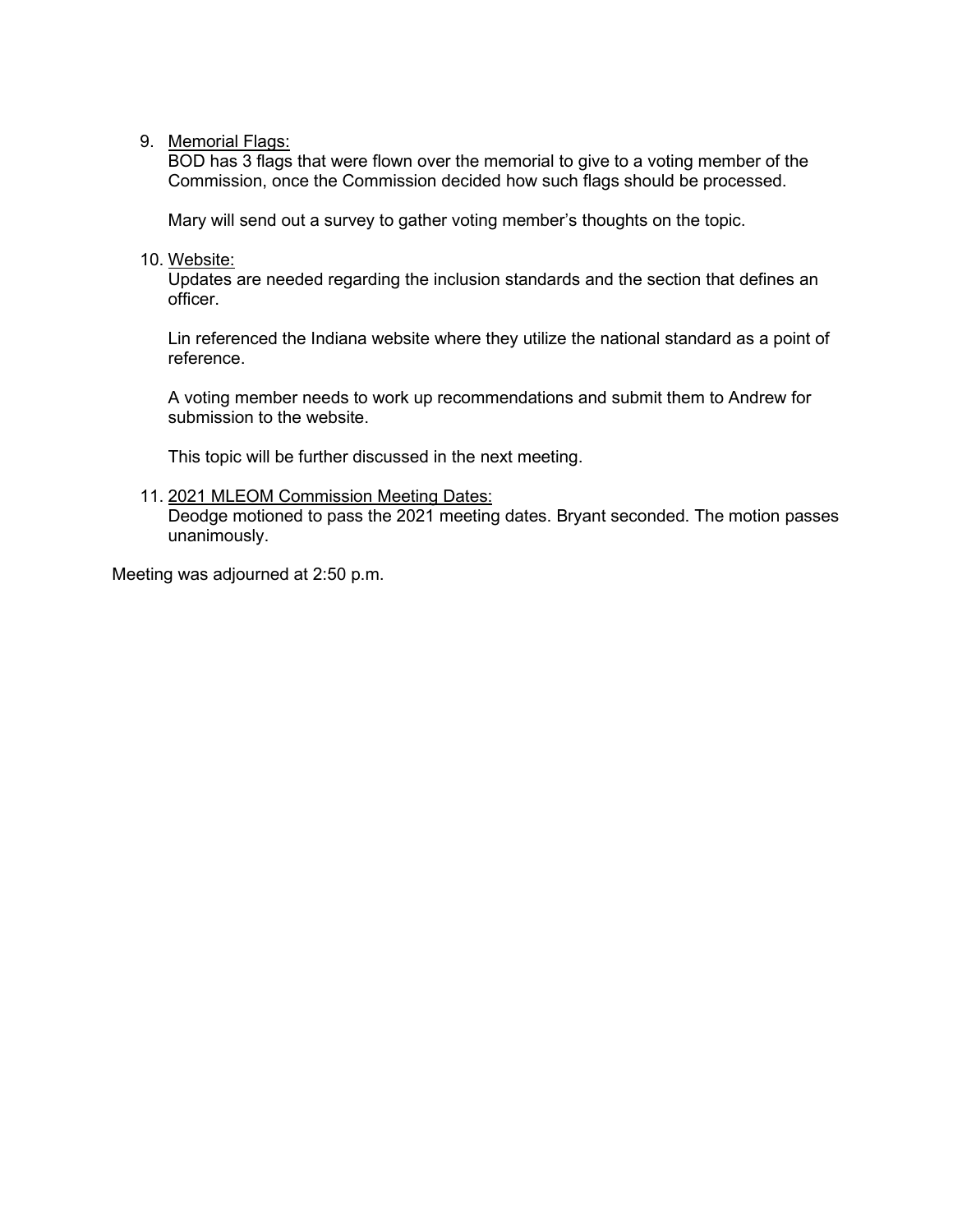9. <u>Memorial Flags:</u>
   BOD has 3 flags that were flown over the memorial to give to a voting member of the Commission, once the Commission decided how such flags should be processed.

   Mary will send out a survey to gather voting member's thoughts on the topic.

10. <u>Website:</u>
    Updates are needed regarding the inclusion standards and the section that defines an officer.

    Lin referenced the Indiana website where they utilize the national standard as a point of reference.

    A voting member needs to work up recommendations and submit them to Andrew for submission to the website.

    This topic will be further discussed in the next meeting.

11. <u>2021 MLEOM Commission Meeting Dates:</u>
    Deodge motioned to pass the 2021 meeting dates. Bryant seconded. The motion passes unanimously.

Meeting was adjourned at 2:50 p.m.